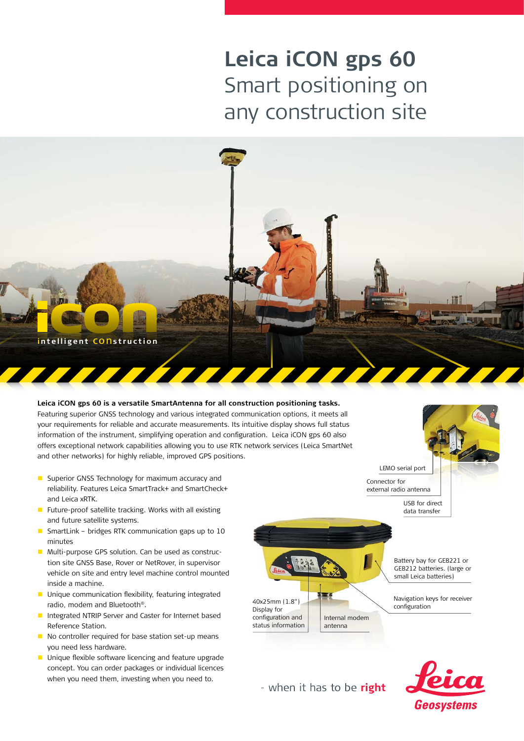# Leica iCON gps 60

## Smart positioning on any construction site

iCON intelligent construction

**Leica iCON gps 60 is a versatile SmartAntenna for all construction positioning tasks.** Featuring superior GNSS technology and various integrated communication options, it meets all your requirements for reliable and accurate measurements. Its intuitive display shows full status information of the instrument, simplifying operation and configuration. Leica iCON gps 60 also offers exceptional network capabilities allowing you to use RTK network services (Leica SmartNet and other networks) for highly reliable, improved GPS positions.

- Superior GNSS Technology for maximum accuracy and reliability. Features Leica SmartTrack+ and SmartCheck+ and Leica xRTK.
- Future-proof satellite tracking. Works with all existing and future satellite systems.
- SmartLink – bridges RTK communication gaps up to 10 minutes
- Multi-purpose GPS solution. Can be used as construction site GNSS Base, Rover or NetRover, in supervisor vehicle on site and entry level machine control mounted inside a machine.
- Unique communication flexibility, featuring integrated radio, modem and Bluetooth®.
- Integrated NTRIP Server and Caster for Internet based Reference Station.
- No controller required for base station set-up means you need less hardware.
- Unique flexible software licencing and feature upgrade concept. You can order packages or individual licences when you need them, investing when you need to.

LEMO serial port

Connector for external radio antenna

USB for direct data transfer

Battery bay for GEB221 or GEB212 batteries. (large or small Leica batteries)

Navigation keys for receiver configuration

40x25mm (1.8") Display for configuration and status information

Internal modem antenna

- when it has to be **right**

Leica Geosystems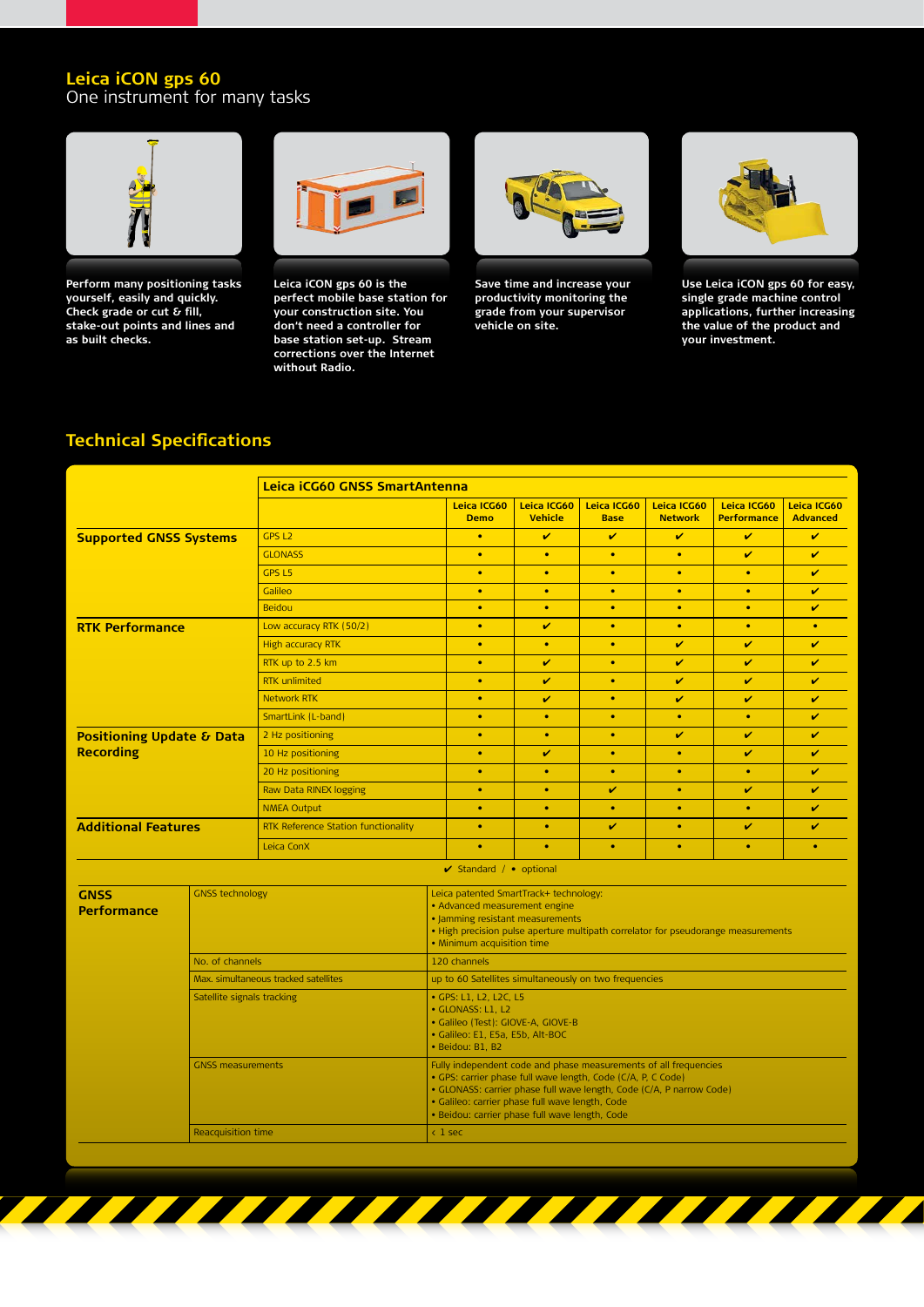## Leica iCON gps 60

One instrument for many tasks

**Perform many positioning tasks yourself, easily and quickly. Check grade or cut & fill, stake-out points and lines and as built checks.**

**Leica iCON gps 60 is the perfect mobile base station for your construction site. You don't need a controller for base station set-up. Stream corrections over the Internet without Radio.**

**Save time and increase your productivity monitoring the grade from your supervisor vehicle on site.**

**Use Leica iCON gps 60 for easy, single grade machine control applications, further increasing the value of the product and your investment.**

## Technical Specifications

| | Leica iCG60 GNSS SmartAntenna | | | | | | |
|---|---|---|---|---|---|---|---|
| | | Leica ICG60 Demo | Leica ICG60 Vehicle | Leica ICG60 Base | Leica ICG60 Network | Leica ICG60 Performance | Leica ICG60 Advanced |
| **Supported GNSS Systems** | GPS L2 | • | ✔ | ✔ | ✔ | ✔ | ✔ |
| | GLONASS | • | • | • | • | ✔ | ✔ |
| | GPS L5 | • | • | • | • | • | ✔ |
| | Galileo | • | • | • | • | • | ✔ |
| | Beidou | • | • | • | • | • | ✔ |
| **RTK Performance** | Low accuracy RTK (50/2) | • | ✔ | • | • | • | • |
| | High accuracy RTK | • | • | • | ✔ | ✔ | ✔ |
| | RTK up to 2.5 km | • | ✔ | • | ✔ | ✔ | ✔ |
| | RTK unlimited | • | ✔ | • | ✔ | ✔ | ✔ |
| | Network RTK | • | ✔ | • | ✔ | ✔ | ✔ |
| | SmartLink (L-band) | • | • | • | • | • | ✔ |
| **Positioning Update & Data Recording** | 2 Hz positioning | • | • | • | ✔ | ✔ | ✔ |
| | 10 Hz positioning | • | ✔ | • | • | ✔ | ✔ |
| | 20 Hz positioning | • | • | • | • | • | ✔ |
| | Raw Data RINEX logging | • | • | ✔ | • | ✔ | ✔ |
| | NMEA Output | • | • | • | • | • | ✔ |
| **Additional Features** | RTK Reference Station functionality | • | • | ✔ | • | ✔ | ✔ |
| | Leica ConX | • | • | • | • | • | • |

✔ Standard / • optional

| | | |
|---|---|---|
| **GNSS Performance** | GNSS technology | Leica patented SmartTrack+ technology:<br>• Advanced measurement engine<br>• Jamming resistant measurements<br>• High precision pulse aperture multipath correlator for pseudorange measurements<br>• Minimum acquisition time |
| | No. of channels | 120 channels |
| | Max. simultaneous tracked satellites | up to 60 Satellites simultaneously on two frequencies |
| | Satellite signals tracking | • GPS: L1, L2, L2C, L5<br>• GLONASS: L1, L2<br>• Galileo (Test): GIOVE-A, GIOVE-B<br>• Galileo: E1, E5a, E5b, Alt-BOC<br>• Beidou: B1, B2 |
| | GNSS measurements | Fully independent code and phase measurements of all frequencies<br>• GPS: carrier phase full wave length, Code (C/A, P, C Code)<br>• GLONASS: carrier phase full wave length, Code (C/A, P narrow Code)<br>• Galileo: carrier phase full wave length, Code<br>• Beidou: carrier phase full wave length, Code |
| | Reacquisition time | < 1 sec |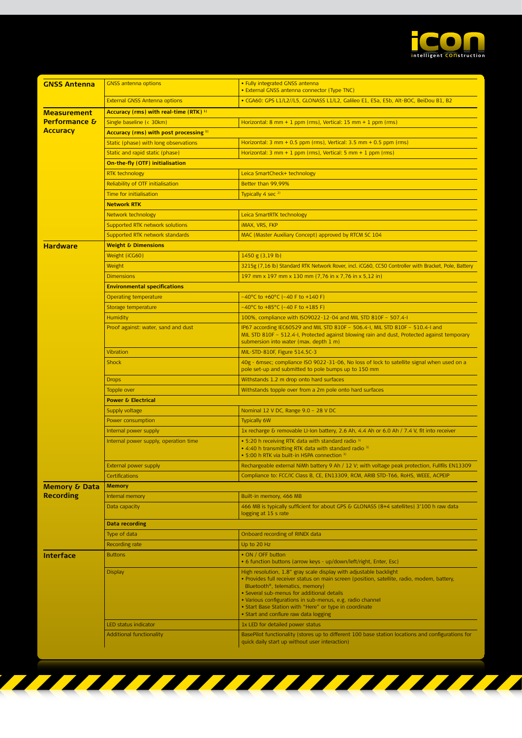| | | |
|---|---|---|
| **GNSS Antenna** | GNSS antenna options | • Fully integrated GNSS antenna<br>• External GNSS antenna connector (Type TNC) |
| | External GNSS Antenna options | • CGA60: GPS L1/L2//L5, GLONASS L1/L2, Galileo E1, E5a, E5b, Alt-BOC, BeiDou B1, B2 |
| **Measurement Performance & Accuracy** | **Accuracy (rms) with real-time (RTK)** [1] | |
| | Single baseline (< 30km) | Horizontal: 8 mm + 1 ppm (rms), Vertical: 15 mm + 1 ppm (rms) |
| | **Accuracy (rms) with post processing** [1] | |
| | Static (phase) with long observations | Horizontal: 3 mm + 0.5 ppm (rms), Vertical: 3.5 mm + 0.5 ppm (rms) |
| | Static and rapid static (phase) | Horizontal: 3 mm + 1 ppm (rms), Vertical: 5 mm + 1 ppm (rms) |
| | **On-the-fly (OTF) initialisation** | |
| | RTK technology | Leica SmartCheck+ technology |
| | Reliability of OTF initialisation | Better than 99,99% |
| | Time for initialisation | Typically 4 sec [2] |
| | **Network RTK** | |
| | Network technology | Leica SmartRTK technology |
| | Supported RTK network solutions | iMAX, VRS, FKP |
| | Supported RTK network standards | MAC (Master Auxiliary Concept) approved by RTCM SC 104 |
| **Hardware** | **Weight & Dimensions** | |
| | Weight (iCG60) | 1450 g (3,19 lb) |
| | Weight | 3215g (7,16 lb) Standard RTK Network Rover, incl. iCG60, CC50 Controller with Bracket, Pole, Battery |
| | Dimensions | 197 mm x 197 mm x 130 mm (7,76 in x 7,76 in x 5,12 in) |
| | **Environmental specifications** | |
| | Operating temperature | –40°C to +60°C (–40 F to +140 F) |
| | Storage temperature | –40°C to +85°C (–40 F to +185 F) |
| | Humidity | 100%, compliance with ISO9022-12-04 and MIL STD 810F – 507.4-I |
| | Proof against: water, sand and dust | IP67 according IEC60529 and MIL STD 810F – 506.4-I, MIL STD 810F – 510.4-I and MIL STD 810F – 512.4-I, Protected against blowing rain and dust, Protected against temporary submersion into water (max. depth 1 m) |
| | Vibration | MIL-STD-810F, Figure 514.5C-3 |
| | Shock | 40g - 6msec; compliance ISO 9022-31-06, No loss of lock to satellite signal when used on a pole set-up and submitted to pole bumps up to 150 mm |
| | Drops | Withstands 1.2 m drop onto hard surfaces |
| | Topple over | Withstands topple over from a 2m pole onto hard surfaces |
| | **Power & Electrical** | |
| | Supply voltage | Nominal 12 V DC, Range 9.0 – 28 V DC |
| | Power consumption | Typically 6W |
| | Internal power supply | 1x recharge & removable LI-Ion battery, 2.6 Ah, 4.4 Ah or 6.0 Ah / 7.4 V, fit into receiver |
| | Internal power supply, operation time | • 5:20 h receiving RTK data with standard radio [3]<br>• 4:40 h transmitting RTK data with standard radio [3]<br>• 5:00 h RTK via built-in HSPA connection [3] |
| | External power supply | Rechargeable external NiMh battery 9 Ah / 12 V; with voltage peak protection, Fullfils EN13309 |
| | Certifications | Compliance to: FCC/IC Class B, CE, EN13309, RCM, ARIB STD-T66, RoHS, WEEE, ACPEIP |
| **Memory & Data Recording** | **Memory** | |
| | Internal memory | Built-in memory, 466 MB |
| | Data capacity | 466 MB is typically sufficient for about GPS & GLONASS (8+4 satellites) 3'100 h raw data logging at 15 s rate |
| | **Data recording** | |
| | Type of data | Onboard recording of RINEX data |
| | Recording rate | Up to 20 Hz |
| **Interface** | Buttons | • ON / OFF button<br>• 6 function buttons (arrow keys - up/down/left/right, Enter, Esc) |
| | Display | High resolution, 1.8" gray scale display with adjustable backlight<br>• Provides full receiver status on main screen (position, satellite, radio, modem, battery, Bluetooth®, telematics, memory)<br>• Several sub-menus for additional details<br>• Various configurations in sub-menus, e.g. radio channel<br>• Start Base Station with "Here" or type in coordinate<br>• Start and confiure raw data logging |
| | LED status indicator | 1x LED for detailed power status |
| | Additional functionality | BasePilot functionality (stores up to different 100 base station locations and configurations for quick daily start up without user interaction) |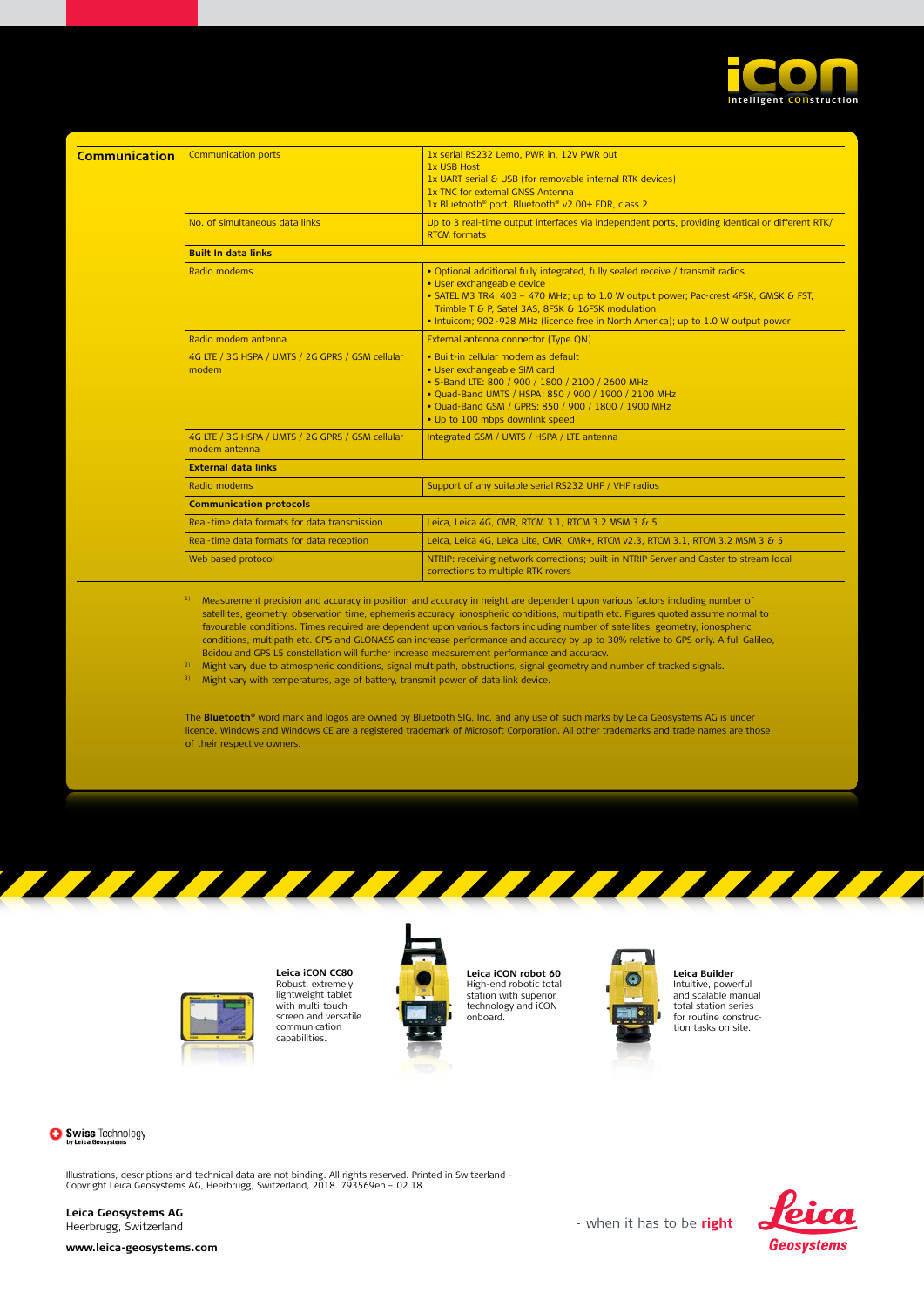| | | |
|---|---|---|
| **Communication** | Communication ports | 1x serial RS232 Lemo, PWR in, 12V PWR out<br>1x USB Host<br>1x UART serial & USB (for removable internal RTK devices)<br>1x TNC for external GNSS Antenna<br>1x Bluetooth® port, Bluetooth® v2.00+ EDR, class 2 |
| | No. of simultaneous data links | Up to 3 real-time output interfaces via independent ports, providing identical or different RTK/RTCM formats |
| | **Built In data links** | |
| | Radio modems | • Optional additional fully integrated, fully sealed receive / transmit radios<br>• User exchangeable device<br>• SATEL M3 TR4: 403 – 470 MHz; up to 1.0 W output power; Pac-crest 4FSK, GMSK & FST, Trimble T & P, Satel 3AS, 8FSK & 16FSK modulation<br>• Intuicom; 902-928 MHz (licence free in North America); up to 1.0 W output power |
| | Radio modem antenna | External antenna connector (Type QN) |
| | 4G LTE / 3G HSPA / UMTS / 2G GPRS / GSM cellular modem | • Built-in cellular modem as default<br>• User exchangeable SIM card<br>• 5-Band LTE: 800 / 900 / 1800 / 2100 / 2600 MHz<br>• Quad-Band UMTS / HSPA: 850 / 900 / 1900 / 2100 MHz<br>• Quad-Band GSM / GPRS: 850 / 900 / 1800 / 1900 MHz<br>• Up to 100 mbps downlink speed |
| | 4G LTE / 3G HSPA / UMTS / 2G GPRS / GSM cellular modem antenna | Integrated GSM / UMTS / HSPA / LTE antenna |
| | **External data links** | |
| | Radio modems | Support of any suitable serial RS232 UHF / VHF radios |
| | **Communication protocols** | |
| | Real-time data formats for data transmission | Leica, Leica 4G, CMR, RTCM 3.1, RTCM 3.2 MSM 3 & 5 |
| | Real-time data formats for data reception | Leica, Leica 4G, Leica Lite, CMR, CMR+, RTCM v2.3, RTCM 3.1, RTCM 3.2 MSM 3 & 5 |
| | Web based protocol | NTRIP: receiving network corrections; built-in NTRIP Server and Caster to stream local corrections to multiple RTK rovers |

[1] Measurement precision and accuracy in position and accuracy in height are dependent upon various factors including number of satellites, geometry, observation time, ephemeris accuracy, ionospheric conditions, multipath etc. Figures quoted assume normal to favourable conditions. Times required are dependent upon various factors including number of satellites, geometry, ionospheric conditions, multipath etc. GPS and GLONASS can increase performance and accuracy by up to 30% relative to GPS only. A full Galileo, Beidou and GPS L5 constellation will further increase measurement performance and accuracy.

[2] Might vary due to atmospheric conditions, signal multipath, obstructions, signal geometry and number of tracked signals.

[3] Might vary with temperatures, age of battery, transmit power of data link device.

The **Bluetooth®** word mark and logos are owned by Bluetooth SIG, Inc. and any use of such marks by Leica Geosystems AG is under licence. Windows and Windows CE are a registered trademark of Microsoft Corporation. All other trademarks and trade names are those of their respective owners.

**Leica iCON CC80**
Robust, extremely lightweight tablet with multi-touch-screen and versatile communication capabilities.

**Leica iCON robot 60**
High-end robotic total station with superior technology and iCON onboard.

**Leica Builder**
Intuitive, powerful and scalable manual total station series for routine construction tasks on site.

Illustrations, descriptions and technical data are not binding. All rights reserved. Printed in Switzerland – Copyright Leica Geosystems AG, Heerbrugg, Switzerland, 2018. 793569en – 02.18

**Leica Geosystems AG**
Heerbrugg, Switzerland

**www.leica-geosystems.com**

- when it has to be **right**